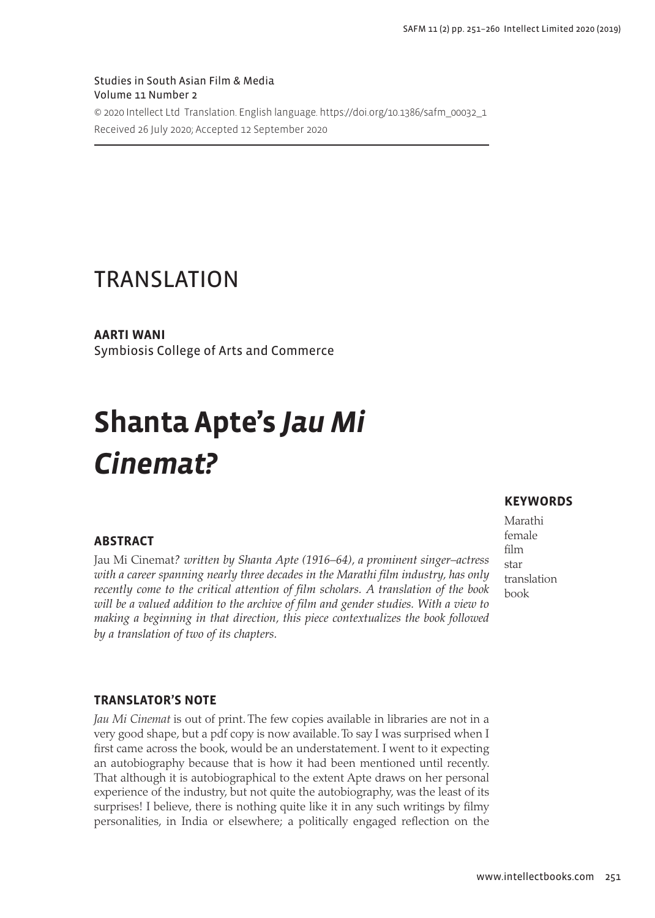Studies in South Asian Film & Media
Volume 11 Number 2

© 2020 Intellect Ltd Translation. English language. https://doi.org/10.1386/safm_00032_1
Received 26 July 2020; Accepted 12 September 2020

# TRANSLATION

**AARTI WANI**
Symbiosis College of Arts and Commerce

# Shanta Apte's *Jau Mi Cinemat?*

## ABSTRACT

Jau Mi Cinemat*? written by Shanta Apte (1916–64), a prominent singer–actress with a career spanning nearly three decades in the Marathi film industry, has only recently come to the critical attention of film scholars. A translation of the book will be a valued addition to the archive of film and gender studies. With a view to making a beginning in that direction, this piece contextualizes the book followed by a translation of two of its chapters.*

## KEYWORDS

Marathi
female
film
star
translation
book

## TRANSLATOR'S NOTE

*Jau Mi Cinemat* is out of print. The few copies available in libraries are not in a very good shape, but a pdf copy is now available. To say I was surprised when I first came across the book, would be an understatement. I went to it expecting an autobiography because that is how it had been mentioned until recently. That although it is autobiographical to the extent Apte draws on her personal experience of the industry, but not quite the autobiography, was the least of its surprises! I believe, there is nothing quite like it in any such writings by filmy personalities, in India or elsewhere; a politically engaged reflection on the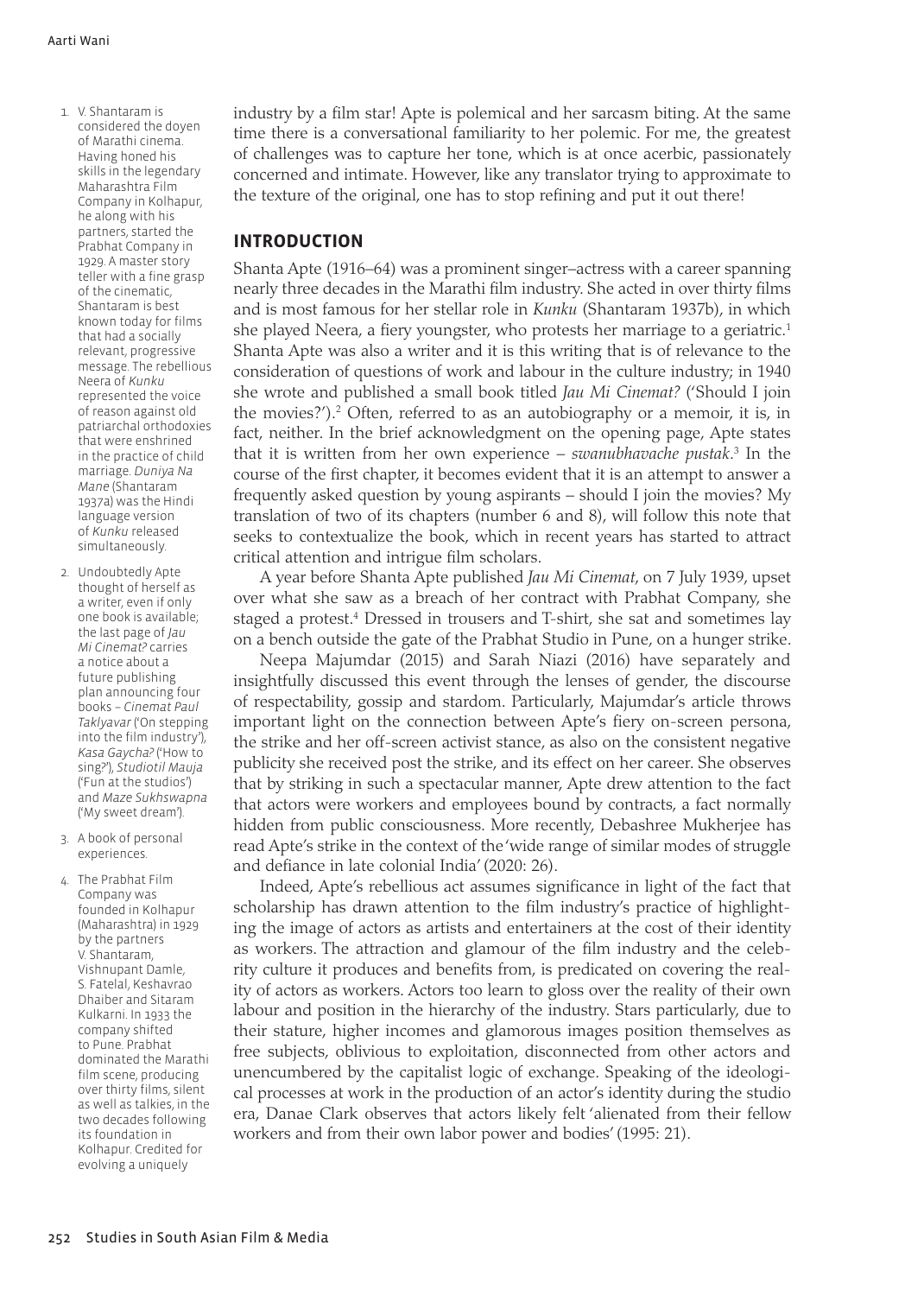industry by a film star! Apte is polemical and her sarcasm biting. At the same time there is a conversational familiarity to her polemic. For me, the greatest of challenges was to capture her tone, which is at once acerbic, passionately concerned and intimate. However, like any translator trying to approximate to the texture of the original, one has to stop refining and put it out there!

## INTRODUCTION

Shanta Apte (1916–64) was a prominent singer–actress with a career spanning nearly three decades in the Marathi film industry. She acted in over thirty films and is most famous for her stellar role in *Kunku* (Shantaram 1937b), in which she played Neera, a fiery youngster, who protests her marriage to a geriatric.[1] Shanta Apte was also a writer and it is this writing that is of relevance to the consideration of questions of work and labour in the culture industry; in 1940 she wrote and published a small book titled *Jau Mi Cinemat?* ('Should I join the movies?').[2] Often, referred to as an autobiography or a memoir, it is, in fact, neither. In the brief acknowledgment on the opening page, Apte states that it is written from her own experience – *swanubhavache pustak*.[3] In the course of the first chapter, it becomes evident that it is an attempt to answer a frequently asked question by young aspirants – should I join the movies? My translation of two of its chapters (number 6 and 8), will follow this note that seeks to contextualize the book, which in recent years has started to attract critical attention and intrigue film scholars.

A year before Shanta Apte published *Jau Mi Cinemat*, on 7 July 1939, upset over what she saw as a breach of her contract with Prabhat Company, she staged a protest.[4] Dressed in trousers and T-shirt, she sat and sometimes lay on a bench outside the gate of the Prabhat Studio in Pune, on a hunger strike.

Neepa Majumdar (2015) and Sarah Niazi (2016) have separately and insightfully discussed this event through the lenses of gender, the discourse of respectability, gossip and stardom. Particularly, Majumdar's article throws important light on the connection between Apte's fiery on-screen persona, the strike and her off-screen activist stance, as also on the consistent negative publicity she received post the strike, and its effect on her career. She observes that by striking in such a spectacular manner, Apte drew attention to the fact that actors were workers and employees bound by contracts, a fact normally hidden from public consciousness. More recently, Debashree Mukherjee has read Apte's strike in the context of the 'wide range of similar modes of struggle and defiance in late colonial India' (2020: 26).

Indeed, Apte's rebellious act assumes significance in light of the fact that scholarship has drawn attention to the film industry's practice of highlighting the image of actors as artists and entertainers at the cost of their identity as workers. The attraction and glamour of the film industry and the celebrity culture it produces and benefits from, is predicated on covering the reality of actors as workers. Actors too learn to gloss over the reality of their own labour and position in the hierarchy of the industry. Stars particularly, due to their stature, higher incomes and glamorous images position themselves as free subjects, oblivious to exploitation, disconnected from other actors and unencumbered by the capitalist logic of exchange. Speaking of the ideological processes at work in the production of an actor's identity during the studio era, Danae Clark observes that actors likely felt 'alienated from their fellow workers and from their own labor power and bodies' (1995: 21).

1. V. Shantaram is considered the doyen of Marathi cinema. Having honed his skills in the legendary Maharashtra Film Company in Kolhapur, he along with his partners, started the Prabhat Company in 1929. A master story teller with a fine grasp of the cinematic, Shantaram is best known today for films that had a socially relevant, progressive message. The rebellious Neera of *Kunku* represented the voice of reason against old patriarchal orthodoxies that were enshrined in the practice of child marriage. *Duniya Na Mane* (Shantaram 1937a) was the Hindi language version of *Kunku* released simultaneously.
2. Undoubtedly Apte thought of herself as a writer, even if only one book is available; the last page of *Jau Mi Cinemat?* carries a notice about a future publishing plan announcing four books – *Cinemat Paul Taklyavar* ('On stepping into the film industry'), *Kasa Gaycha?* ('How to sing?'), *Studiotil Mauja* ('Fun at the studios') and *Maze Sukhswapna* ('My sweet dream').
3. A book of personal experiences.
4. The Prabhat Film Company was founded in Kolhapur (Maharashtra) in 1929 by the partners V. Shantaram, Vishnupant Damle, S. Fatelal, Keshavrao Dhaiber and Sitaram Kulkarni. In 1933 the company shifted to Pune. Prabhat dominated the Marathi film scene, producing over thirty films, silent as well as talkies, in the two decades following its foundation in Kolhapur. Credited for evolving a uniquely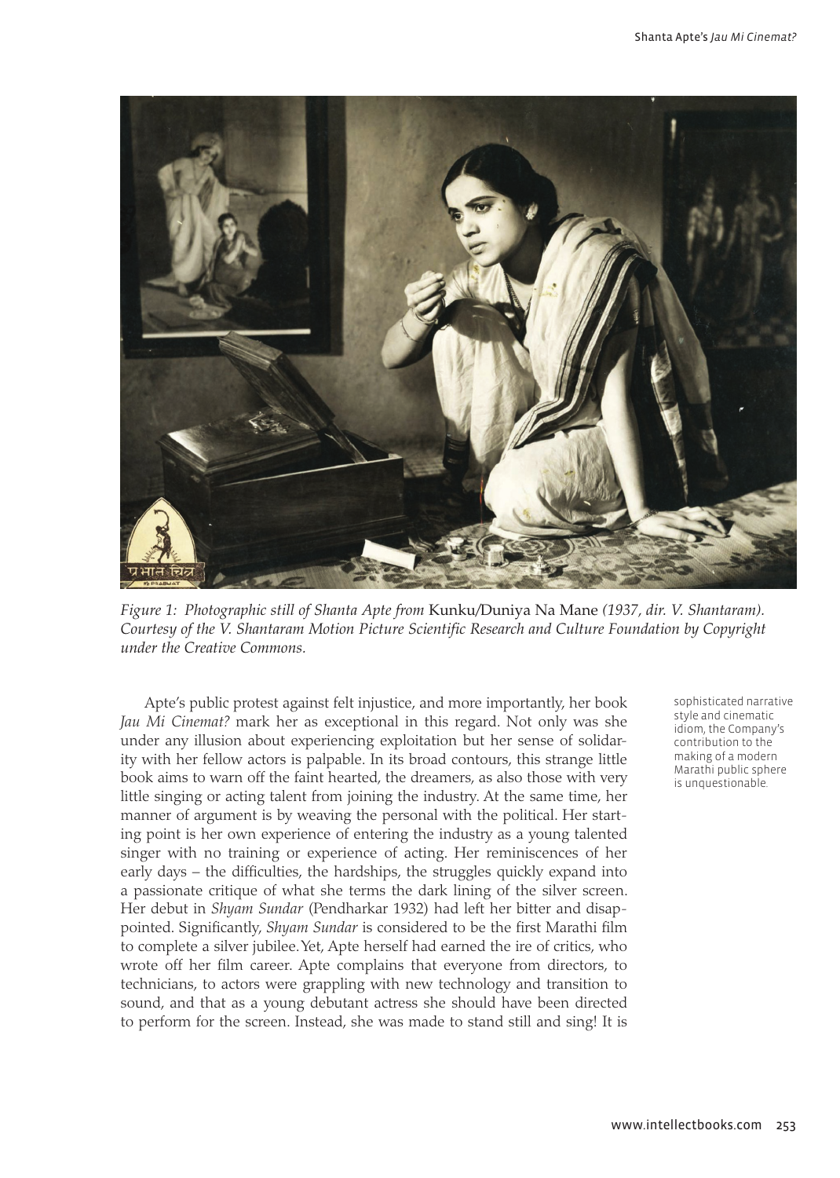*Figure 1: Photographic still of Shanta Apte from* Kunku/Duniya Na Mane *(1937, dir. V. Shantaram). Courtesy of the V. Shantaram Motion Picture Scientific Research and Culture Foundation by Copyright under the Creative Commons.*

Apte's public protest against felt injustice, and more importantly, her book *Jau Mi Cinemat?* mark her as exceptional in this regard. Not only was she under any illusion about experiencing exploitation but her sense of solidarity with her fellow actors is palpable. In its broad contours, this strange little book aims to warn off the faint hearted, the dreamers, as also those with very little singing or acting talent from joining the industry. At the same time, her manner of argument is by weaving the personal with the political. Her starting point is her own experience of entering the industry as a young talented singer with no training or experience of acting. Her reminiscences of her early days – the difficulties, the hardships, the struggles quickly expand into a passionate critique of what she terms the dark lining of the silver screen. Her debut in *Shyam Sundar* (Pendharkar 1932) had left her bitter and disappointed. Significantly, *Shyam Sundar* is considered to be the first Marathi film to complete a silver jubilee. Yet, Apte herself had earned the ire of critics, who wrote off her film career. Apte complains that everyone from directors, to technicians, to actors were grappling with new technology and transition to sound, and that as a young debutant actress she should have been directed to perform for the screen. Instead, she was made to stand still and sing! It is

sophisticated narrative style and cinematic idiom, the Company's contribution to the making of a modern Marathi public sphere is unquestionable.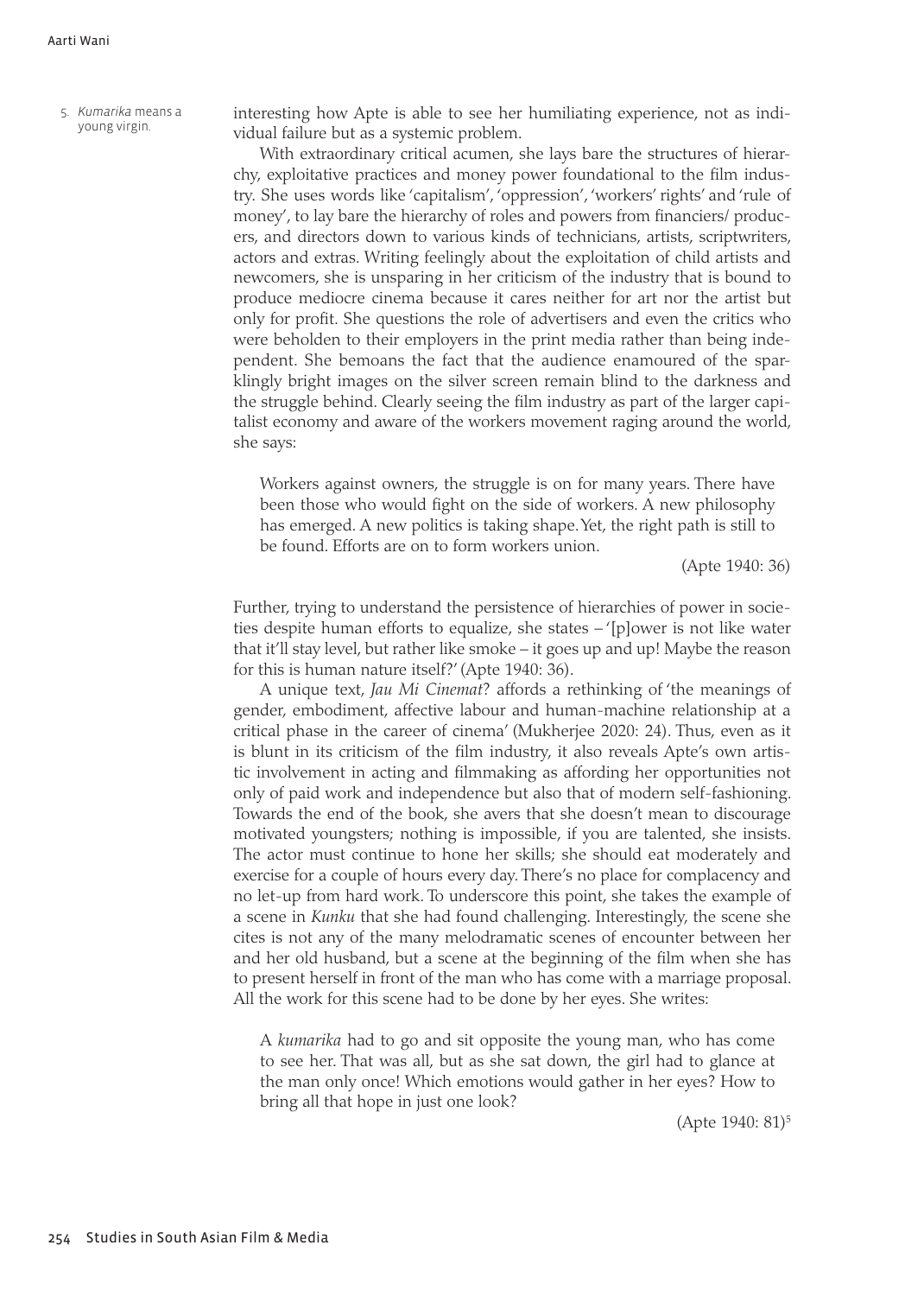interesting how Apte is able to see her humiliating experience, not as individual failure but as a systemic problem.

With extraordinary critical acumen, she lays bare the structures of hierarchy, exploitative practices and money power foundational to the film industry. She uses words like 'capitalism', 'oppression', 'workers' rights' and 'rule of money', to lay bare the hierarchy of roles and powers from financiers/ producers, and directors down to various kinds of technicians, artists, scriptwriters, actors and extras. Writing feelingly about the exploitation of child artists and newcomers, she is unsparing in her criticism of the industry that is bound to produce mediocre cinema because it cares neither for art nor the artist but only for profit. She questions the role of advertisers and even the critics who were beholden to their employers in the print media rather than being independent. She bemoans the fact that the audience enamoured of the sparklingly bright images on the silver screen remain blind to the darkness and the struggle behind. Clearly seeing the film industry as part of the larger capitalist economy and aware of the workers movement raging around the world, she says:

> Workers against owners, the struggle is on for many years. There have been those who would fight on the side of workers. A new philosophy has emerged. A new politics is taking shape. Yet, the right path is still to be found. Efforts are on to form workers union.
>
> (Apte 1940: 36)

Further, trying to understand the persistence of hierarchies of power in societies despite human efforts to equalize, she states – '[p]ower is not like water that it'll stay level, but rather like smoke – it goes up and up! Maybe the reason for this is human nature itself?' (Apte 1940: 36).

A unique text, *Jau Mi Cinemat*? affords a rethinking of 'the meanings of gender, embodiment, affective labour and human-machine relationship at a critical phase in the career of cinema' (Mukherjee 2020: 24). Thus, even as it is blunt in its criticism of the film industry, it also reveals Apte's own artistic involvement in acting and filmmaking as affording her opportunities not only of paid work and independence but also that of modern self-fashioning. Towards the end of the book, she avers that she doesn't mean to discourage motivated youngsters; nothing is impossible, if you are talented, she insists. The actor must continue to hone her skills; she should eat moderately and exercise for a couple of hours every day. There's no place for complacency and no let-up from hard work. To underscore this point, she takes the example of a scene in *Kunku* that she had found challenging. Interestingly, the scene she cites is not any of the many melodramatic scenes of encounter between her and her old husband, but a scene at the beginning of the film when she has to present herself in front of the man who has come with a marriage proposal. All the work for this scene had to be done by her eyes. She writes:

> A *kumarika* had to go and sit opposite the young man, who has come to see her. That was all, but as she sat down, the girl had to glance at the man only once! Which emotions would gather in her eyes? How to bring all that hope in just one look?
>
> (Apte 1940: 81)[5]

5. *Kumarika* means a young virgin.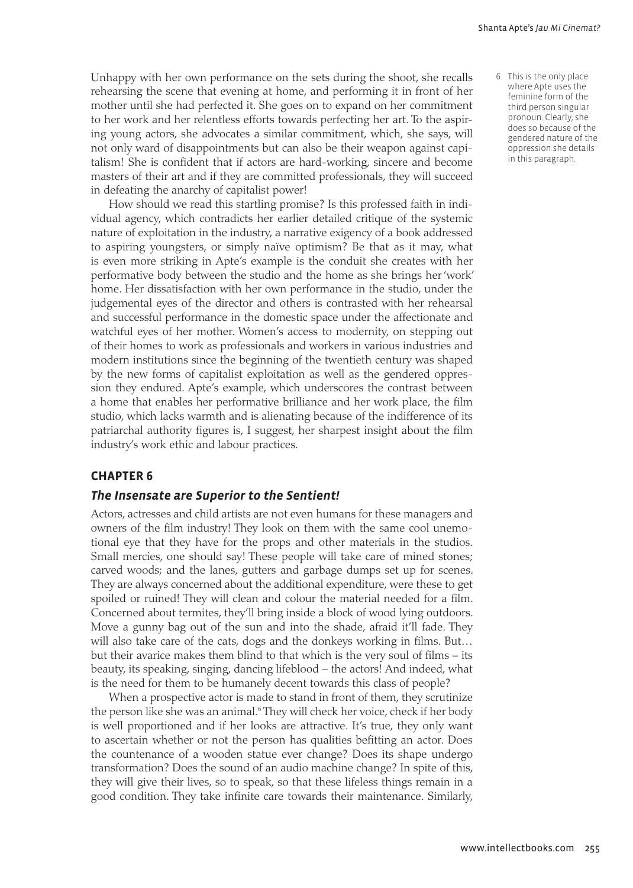Unhappy with her own performance on the sets during the shoot, she recalls rehearsing the scene that evening at home, and performing it in front of her mother until she had perfected it. She goes on to expand on her commitment to her work and her relentless efforts towards perfecting her art. To the aspiring young actors, she advocates a similar commitment, which, she says, will not only ward of disappointments but can also be their weapon against capitalism! She is confident that if actors are hard-working, sincere and become masters of their art and if they are committed professionals, they will succeed in defeating the anarchy of capitalist power!

How should we read this startling promise? Is this professed faith in individual agency, which contradicts her earlier detailed critique of the systemic nature of exploitation in the industry, a narrative exigency of a book addressed to aspiring youngsters, or simply naïve optimism? Be that as it may, what is even more striking in Apte's example is the conduit she creates with her performative body between the studio and the home as she brings her 'work' home. Her dissatisfaction with her own performance in the studio, under the judgemental eyes of the director and others is contrasted with her rehearsal and successful performance in the domestic space under the affectionate and watchful eyes of her mother. Women's access to modernity, on stepping out of their homes to work as professionals and workers in various industries and modern institutions since the beginning of the twentieth century was shaped by the new forms of capitalist exploitation as well as the gendered oppression they endured. Apte's example, which underscores the contrast between a home that enables her performative brilliance and her work place, the film studio, which lacks warmth and is alienating because of the indifference of its patriarchal authority figures is, I suggest, her sharpest insight about the film industry's work ethic and labour practices.

## CHAPTER 6

### *The Insensate are Superior to the Sentient!*

Actors, actresses and child artists are not even humans for these managers and owners of the film industry! They look on them with the same cool unemotional eye that they have for the props and other materials in the studios. Small mercies, one should say! These people will take care of mined stones; carved woods; and the lanes, gutters and garbage dumps set up for scenes. They are always concerned about the additional expenditure, were these to get spoiled or ruined! They will clean and colour the material needed for a film. Concerned about termites, they'll bring inside a block of wood lying outdoors. Move a gunny bag out of the sun and into the shade, afraid it'll fade. They will also take care of the cats, dogs and the donkeys working in films. But… but their avarice makes them blind to that which is the very soul of films – its beauty, its speaking, singing, dancing lifeblood – the actors! And indeed, what is the need for them to be humanely decent towards this class of people?

When a prospective actor is made to stand in front of them, they scrutinize the person like she was an animal.[6] They will check her voice, check if her body is well proportioned and if her looks are attractive. It's true, they only want to ascertain whether or not the person has qualities befitting an actor. Does the countenance of a wooden statue ever change? Does its shape undergo transformation? Does the sound of an audio machine change? In spite of this, they will give their lives, so to speak, so that these lifeless things remain in a good condition. They take infinite care towards their maintenance. Similarly,

6. This is the only place where Apte uses the feminine form of the third person singular pronoun. Clearly, she does so because of the gendered nature of the oppression she details in this paragraph.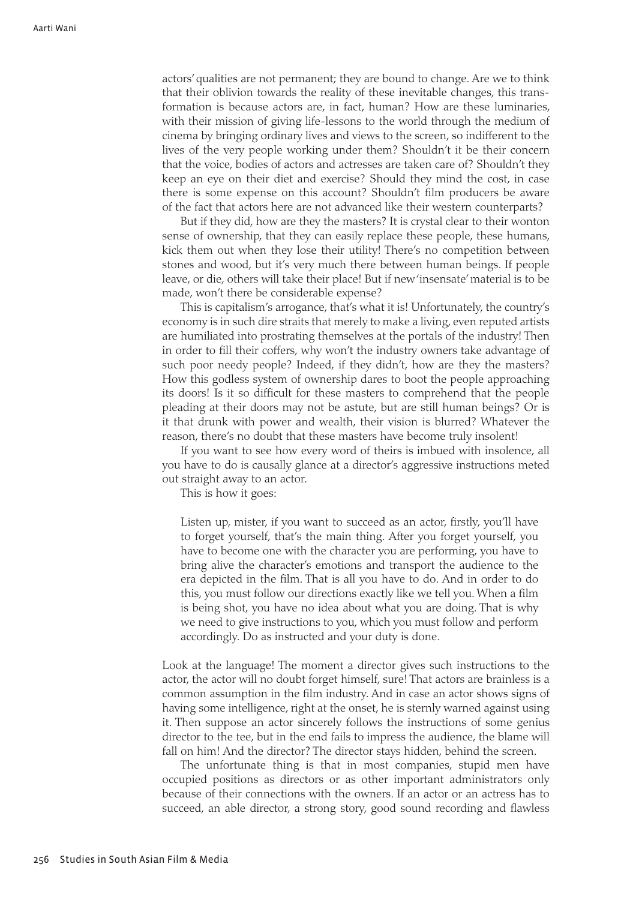actors' qualities are not permanent; they are bound to change. Are we to think that their oblivion towards the reality of these inevitable changes, this transformation is because actors are, in fact, human? How are these luminaries, with their mission of giving life-lessons to the world through the medium of cinema by bringing ordinary lives and views to the screen, so indifferent to the lives of the very people working under them? Shouldn't it be their concern that the voice, bodies of actors and actresses are taken care of? Shouldn't they keep an eye on their diet and exercise? Should they mind the cost, in case there is some expense on this account? Shouldn't film producers be aware of the fact that actors here are not advanced like their western counterparts?

But if they did, how are they the masters? It is crystal clear to their wonton sense of ownership, that they can easily replace these people, these humans, kick them out when they lose their utility! There's no competition between stones and wood, but it's very much there between human beings. If people leave, or die, others will take their place! But if new 'insensate' material is to be made, won't there be considerable expense?

This is capitalism's arrogance, that's what it is! Unfortunately, the country's economy is in such dire straits that merely to make a living, even reputed artists are humiliated into prostrating themselves at the portals of the industry! Then in order to fill their coffers, why won't the industry owners take advantage of such poor needy people? Indeed, if they didn't, how are they the masters? How this godless system of ownership dares to boot the people approaching its doors! Is it so difficult for these masters to comprehend that the people pleading at their doors may not be astute, but are still human beings? Or is it that drunk with power and wealth, their vision is blurred? Whatever the reason, there's no doubt that these masters have become truly insolent!

If you want to see how every word of theirs is imbued with insolence, all you have to do is causally glance at a director's aggressive instructions meted out straight away to an actor.

This is how it goes:

> Listen up, mister, if you want to succeed as an actor, firstly, you'll have to forget yourself, that's the main thing. After you forget yourself, you have to become one with the character you are performing, you have to bring alive the character's emotions and transport the audience to the era depicted in the film. That is all you have to do. And in order to do this, you must follow our directions exactly like we tell you. When a film is being shot, you have no idea about what you are doing. That is why we need to give instructions to you, which you must follow and perform accordingly. Do as instructed and your duty is done.

Look at the language! The moment a director gives such instructions to the actor, the actor will no doubt forget himself, sure! That actors are brainless is a common assumption in the film industry. And in case an actor shows signs of having some intelligence, right at the onset, he is sternly warned against using it. Then suppose an actor sincerely follows the instructions of some genius director to the tee, but in the end fails to impress the audience, the blame will fall on him! And the director? The director stays hidden, behind the screen.

The unfortunate thing is that in most companies, stupid men have occupied positions as directors or as other important administrators only because of their connections with the owners. If an actor or an actress has to succeed, an able director, a strong story, good sound recording and flawless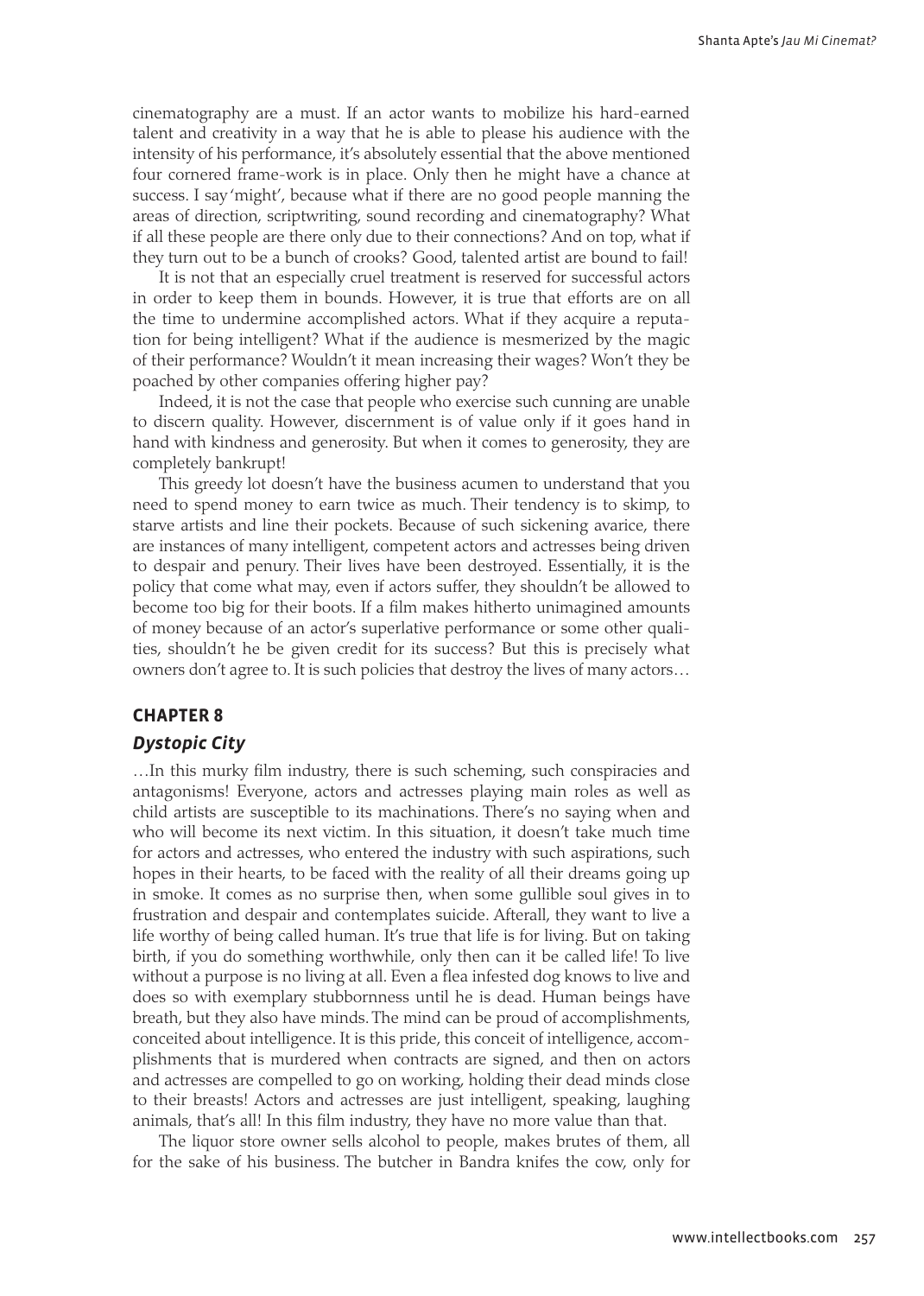cinematography are a must. If an actor wants to mobilize his hard-earned talent and creativity in a way that he is able to please his audience with the intensity of his performance, it's absolutely essential that the above mentioned four cornered frame-work is in place. Only then he might have a chance at success. I say 'might', because what if there are no good people manning the areas of direction, scriptwriting, sound recording and cinematography? What if all these people are there only due to their connections? And on top, what if they turn out to be a bunch of crooks? Good, talented artist are bound to fail!

It is not that an especially cruel treatment is reserved for successful actors in order to keep them in bounds. However, it is true that efforts are on all the time to undermine accomplished actors. What if they acquire a reputation for being intelligent? What if the audience is mesmerized by the magic of their performance? Wouldn't it mean increasing their wages? Won't they be poached by other companies offering higher pay?

Indeed, it is not the case that people who exercise such cunning are unable to discern quality. However, discernment is of value only if it goes hand in hand with kindness and generosity. But when it comes to generosity, they are completely bankrupt!

This greedy lot doesn't have the business acumen to understand that you need to spend money to earn twice as much. Their tendency is to skimp, to starve artists and line their pockets. Because of such sickening avarice, there are instances of many intelligent, competent actors and actresses being driven to despair and penury. Their lives have been destroyed. Essentially, it is the policy that come what may, even if actors suffer, they shouldn't be allowed to become too big for their boots. If a film makes hitherto unimagined amounts of money because of an actor's superlative performance or some other qualities, shouldn't he be given credit for its success? But this is precisely what owners don't agree to. It is such policies that destroy the lives of many actors…

## CHAPTER 8

### *Dystopic City*

…In this murky film industry, there is such scheming, such conspiracies and antagonisms! Everyone, actors and actresses playing main roles as well as child artists are susceptible to its machinations. There's no saying when and who will become its next victim. In this situation, it doesn't take much time for actors and actresses, who entered the industry with such aspirations, such hopes in their hearts, to be faced with the reality of all their dreams going up in smoke. It comes as no surprise then, when some gullible soul gives in to frustration and despair and contemplates suicide. Afterall, they want to live a life worthy of being called human. It's true that life is for living. But on taking birth, if you do something worthwhile, only then can it be called life! To live without a purpose is no living at all. Even a flea infested dog knows to live and does so with exemplary stubbornness until he is dead. Human beings have breath, but they also have minds. The mind can be proud of accomplishments, conceited about intelligence. It is this pride, this conceit of intelligence, accomplishments that is murdered when contracts are signed, and then on actors and actresses are compelled to go on working, holding their dead minds close to their breasts! Actors and actresses are just intelligent, speaking, laughing animals, that's all! In this film industry, they have no more value than that.

The liquor store owner sells alcohol to people, makes brutes of them, all for the sake of his business. The butcher in Bandra knifes the cow, only for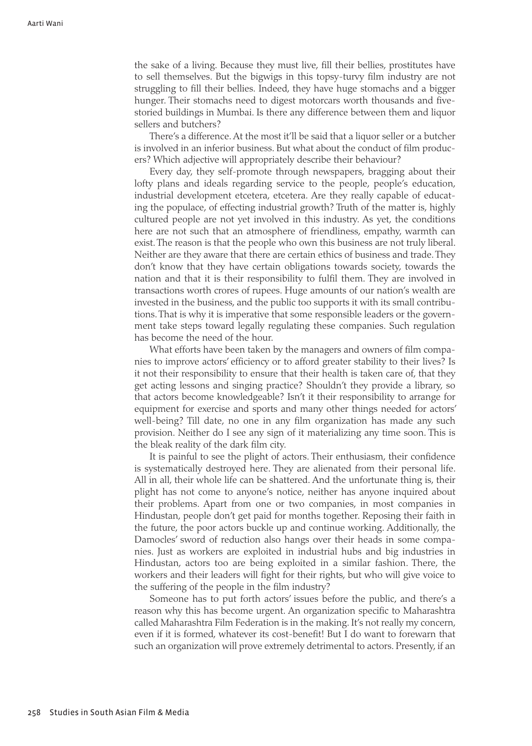the sake of a living. Because they must live, fill their bellies, prostitutes have to sell themselves. But the bigwigs in this topsy-turvy film industry are not struggling to fill their bellies. Indeed, they have huge stomachs and a bigger hunger. Their stomachs need to digest motorcars worth thousands and five-storied buildings in Mumbai. Is there any difference between them and liquor sellers and butchers?

There's a difference. At the most it'll be said that a liquor seller or a butcher is involved in an inferior business. But what about the conduct of film producers? Which adjective will appropriately describe their behaviour?

Every day, they self-promote through newspapers, bragging about their lofty plans and ideals regarding service to the people, people's education, industrial development etcetera, etcetera. Are they really capable of educating the populace, of effecting industrial growth? Truth of the matter is, highly cultured people are not yet involved in this industry. As yet, the conditions here are not such that an atmosphere of friendliness, empathy, warmth can exist. The reason is that the people who own this business are not truly liberal. Neither are they aware that there are certain ethics of business and trade. They don't know that they have certain obligations towards society, towards the nation and that it is their responsibility to fulfil them. They are involved in transactions worth crores of rupees. Huge amounts of our nation's wealth are invested in the business, and the public too supports it with its small contributions. That is why it is imperative that some responsible leaders or the government take steps toward legally regulating these companies. Such regulation has become the need of the hour.

What efforts have been taken by the managers and owners of film companies to improve actors' efficiency or to afford greater stability to their lives? Is it not their responsibility to ensure that their health is taken care of, that they get acting lessons and singing practice? Shouldn't they provide a library, so that actors become knowledgeable? Isn't it their responsibility to arrange for equipment for exercise and sports and many other things needed for actors' well-being? Till date, no one in any film organization has made any such provision. Neither do I see any sign of it materializing any time soon. This is the bleak reality of the dark film city.

It is painful to see the plight of actors. Their enthusiasm, their confidence is systematically destroyed here. They are alienated from their personal life. All in all, their whole life can be shattered. And the unfortunate thing is, their plight has not come to anyone's notice, neither has anyone inquired about their problems. Apart from one or two companies, in most companies in Hindustan, people don't get paid for months together. Reposing their faith in the future, the poor actors buckle up and continue working. Additionally, the Damocles' sword of reduction also hangs over their heads in some companies. Just as workers are exploited in industrial hubs and big industries in Hindustan, actors too are being exploited in a similar fashion. There, the workers and their leaders will fight for their rights, but who will give voice to the suffering of the people in the film industry?

Someone has to put forth actors' issues before the public, and there's a reason why this has become urgent. An organization specific to Maharashtra called Maharashtra Film Federation is in the making. It's not really my concern, even if it is formed, whatever its cost-benefit! But I do want to forewarn that such an organization will prove extremely detrimental to actors. Presently, if an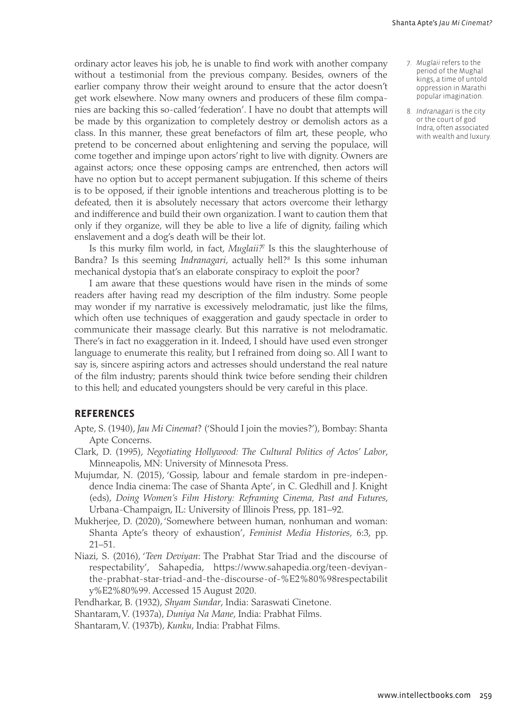ordinary actor leaves his job, he is unable to find work with another company without a testimonial from the previous company. Besides, owners of the earlier company throw their weight around to ensure that the actor doesn't get work elsewhere. Now many owners and producers of these film companies are backing this so-called 'federation'. I have no doubt that attempts will be made by this organization to completely destroy or demolish actors as a class. In this manner, these great benefactors of film art, these people, who pretend to be concerned about enlightening and serving the populace, will come together and impinge upon actors' right to live with dignity. Owners are against actors; once these opposing camps are entrenched, then actors will have no option but to accept permanent subjugation. If this scheme of theirs is to be opposed, if their ignoble intentions and treacherous plotting is to be defeated, then it is absolutely necessary that actors overcome their lethargy and indifference and build their own organization. I want to caution them that only if they organize, will they be able to live a life of dignity, failing which enslavement and a dog's death will be their lot.

Is this murky film world, in fact, *Muglaii?*[7] Is this the slaughterhouse of Bandra? Is this seeming *Indranagari*, actually hell?[8] Is this some inhuman mechanical dystopia that's an elaborate conspiracy to exploit the poor?

I am aware that these questions would have risen in the minds of some readers after having read my description of the film industry. Some people may wonder if my narrative is excessively melodramatic, just like the films, which often use techniques of exaggeration and gaudy spectacle in order to communicate their massage clearly. But this narrative is not melodramatic. There's in fact no exaggeration in it. Indeed, I should have used even stronger language to enumerate this reality, but I refrained from doing so. All I want to say is, sincere aspiring actors and actresses should understand the real nature of the film industry; parents should think twice before sending their children to this hell; and educated youngsters should be very careful in this place.

7. *Muglaii* refers to the period of the Mughal kings, a time of untold oppression in Marathi popular imagination.

8. *Indranagari* is the city or the court of god Indra, often associated with wealth and luxury.

## REFERENCES

Apte, S. (1940), *Jau Mi Cinemat*? ('Should I join the movies?'), Bombay: Shanta Apte Concerns.

Clark, D. (1995), *Negotiating Hollywood: The Cultural Politics of Actos' Labor*, Minneapolis, MN: University of Minnesota Press.

Mujumdar, N. (2015), 'Gossip, labour and female stardom in pre-independence India cinema: The case of Shanta Apte', in C. Gledhill and J. Knight (eds), *Doing Women's Film History: Reframing Cinema, Past and Futures*, Urbana-Champaign, IL: University of Illinois Press, pp. 181–92.

Mukherjee, D. (2020), 'Somewhere between human, nonhuman and woman: Shanta Apte's theory of exhaustion', *Feminist Media Histories*, 6:3, pp. 21–51.

Niazi, S. (2016), '*Teen Deviyan*: The Prabhat Star Triad and the discourse of respectability', Sahapedia, https://www.sahapedia.org/teen-deviyan-the-prabhat-star-triad-and-the-discourse-of-%E2%80%98respectability%E2%80%99. Accessed 15 August 2020.

Pendharkar, B. (1932), *Shyam Sundar*, India: Saraswati Cinetone.

Shantaram, V. (1937a), *Duniya Na Mane*, India: Prabhat Films.

Shantaram, V. (1937b), *Kunku*, India: Prabhat Films.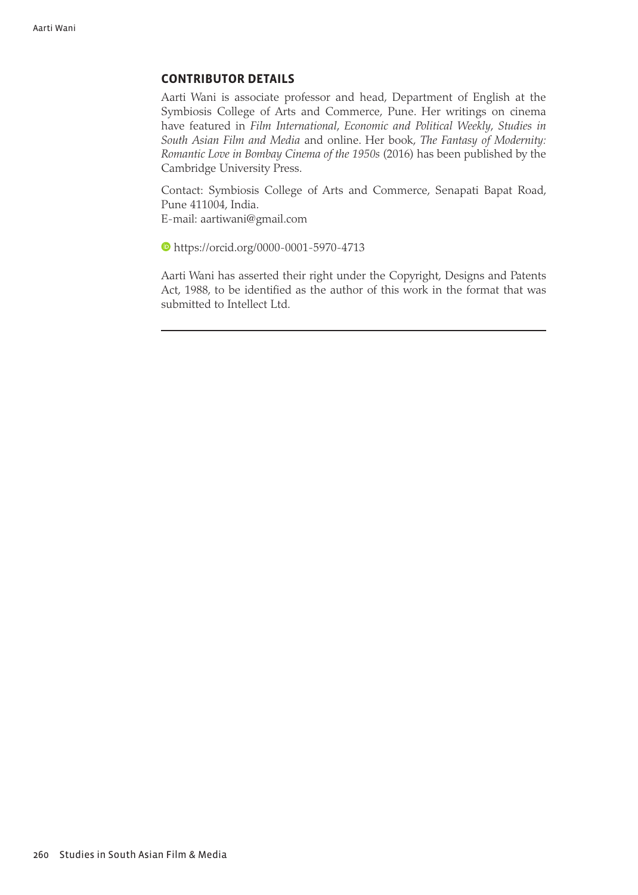## CONTRIBUTOR DETAILS

Aarti Wani is associate professor and head, Department of English at the Symbiosis College of Arts and Commerce, Pune. Her writings on cinema have featured in *Film International*, *Economic and Political Weekly*, *Studies in South Asian Film and Media* and online. Her book, *The Fantasy of Modernity: Romantic Love in Bombay Cinema of the 1950s* (2016) has been published by the Cambridge University Press.

Contact: Symbiosis College of Arts and Commerce, Senapati Bapat Road, Pune 411004, India.
E-mail: aartiwani@gmail.com

https://orcid.org/0000-0001-5970-4713

Aarti Wani has asserted their right under the Copyright, Designs and Patents Act, 1988, to be identified as the author of this work in the format that was submitted to Intellect Ltd.